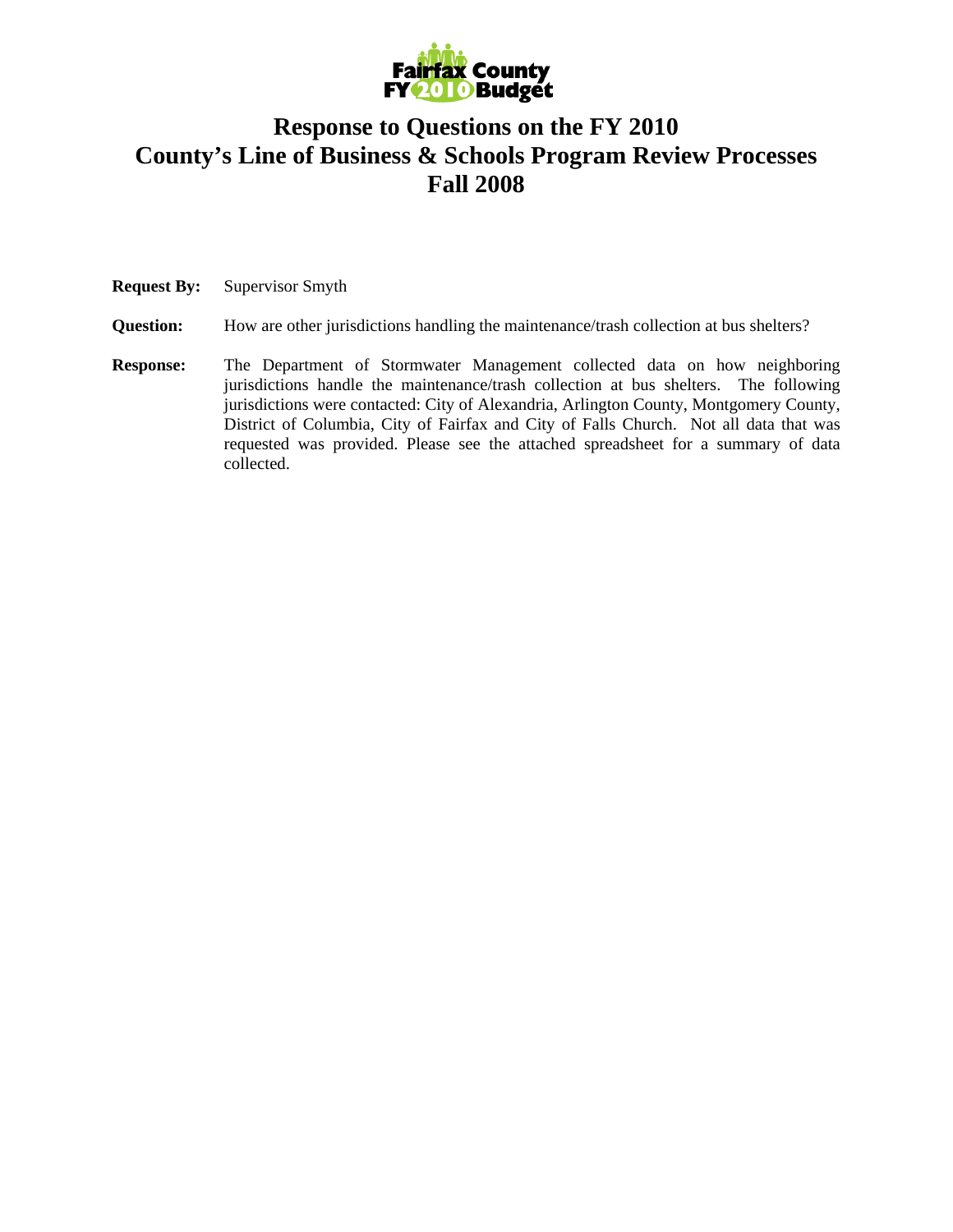# Response to Questions on the FY 2010 County's Line of Business & Schools Program Review Processes Fall 2008

**Request By:** Supervisor Smyth

**Question:** How are other jurisdictions handling the maintenance/trash collection at bus shelters?

**Response:** The Department of Stormwater Management collected data on how neighboring jurisdictions handle the maintenance/trash collection at bus shelters. The following jurisdictions were contacted: City of Alexandria, Arlington County, Montgomery County, District of Columbia, City of Fairfax and City of Falls Church. Not all data that was requested was provided. Please see the attached spreadsheet for a summary of data collected.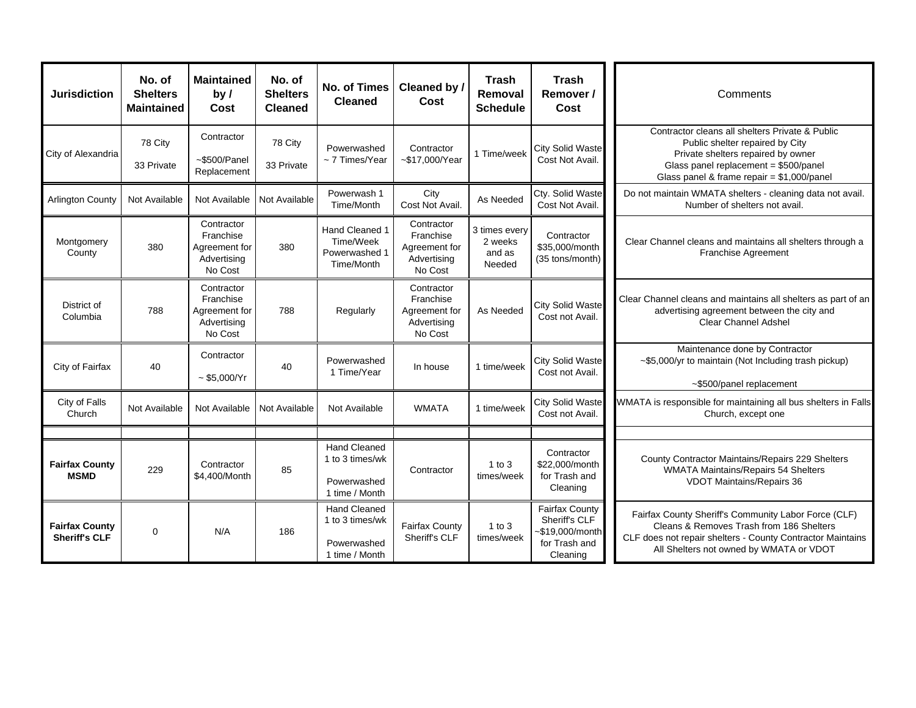| Jurisdiction | No. of Shelters Maintained | Maintained by / Cost | No. of Shelters Cleaned | No. of Times Cleaned | Cleaned by / Cost | Trash Removal Schedule | Trash Remover / Cost | Comments |
|---|---|---|---|---|---|---|---|---|
| City of Alexandria | 78 City<br>33 Private | Contractor<br>~$500/Panel Replacement | 78 City<br>33 Private | Powerwashed ~ 7 Times/Year | Contractor ~$17,000/Year | 1 Time/week | City Solid Waste Cost Not Avail. | Contractor cleans all shelters Private & Public<br>Public shelter repaired by City<br>Private shelters repaired by owner<br>Glass panel replacement = $500/panel<br>Glass panel & frame repair = $1,000/panel |
| Arlington County | Not Available | Not Available | Not Available | Powerwash 1 Time/Month | City Cost Not Avail. | As Needed | Cty. Solid Waste Cost Not Avail. | Do not maintain WMATA shelters - cleaning data not avail. Number of shelters not avail. |
| Montgomery County | 380 | Contractor Franchise Agreement for Advertising No Cost | 380 | Hand Cleaned 1 Time/Week Powerwashed 1 Time/Month | Contractor Franchise Agreement for Advertising No Cost | 3 times every 2 weeks and as Needed | Contractor $35,000/month (35 tons/month) | Clear Channel cleans and maintains all shelters through a Franchise Agreement |
| District of Columbia | 788 | Contractor Franchise Agreement for Advertising No Cost | 788 | Regularly | Contractor Franchise Agreement for Advertising No Cost | As Needed | City Solid Waste Cost not Avail. | Clear Channel cleans and maintains all shelters as part of an advertising agreement between the city and Clear Channel Adshel |
| City of Fairfax | 40 | Contractor<br>~ $5,000/Yr | 40 | Powerwashed 1 Time/Year | In house | 1 time/week | City Solid Waste Cost not Avail. | Maintenance done by Contractor<br>~$5,000/yr to maintain (Not Including trash pickup)<br>~$500/panel replacement |
| City of Falls Church | Not Available | Not Available | Not Available | Not Available | WMATA | 1 time/week | City Solid Waste Cost not Avail. | WMATA is responsible for maintaining all bus shelters in Falls Church, except one |
| | | | | | | | | |
| **Fairfax County MSMD** | 229 | Contractor $4,400/Month | 85 | Hand Cleaned 1 to 3 times/wk<br>Powerwashed 1 time / Month | Contractor | 1 to 3 times/week | Contractor $22,000/month for Trash and Cleaning | County Contractor Maintains/Repairs 229 Shelters<br>WMATA Maintains/Repairs 54 Shelters<br>VDOT Maintains/Repairs 36 |
| **Fairfax County Sheriff's CLF** | 0 | N/A | 186 | Hand Cleaned 1 to 3 times/wk<br>Powerwashed 1 time / Month | Fairfax County Sheriff's CLF | 1 to 3 times/week | Fairfax County Sheriff's CLF ~$19,000/month for Trash and Cleaning | Fairfax County Sheriff's Community Labor Force (CLF) Cleans & Removes Trash from 186 Shelters<br>CLF does not repair shelters - County Contractor Maintains All Shelters not owned by WMATA or VDOT |